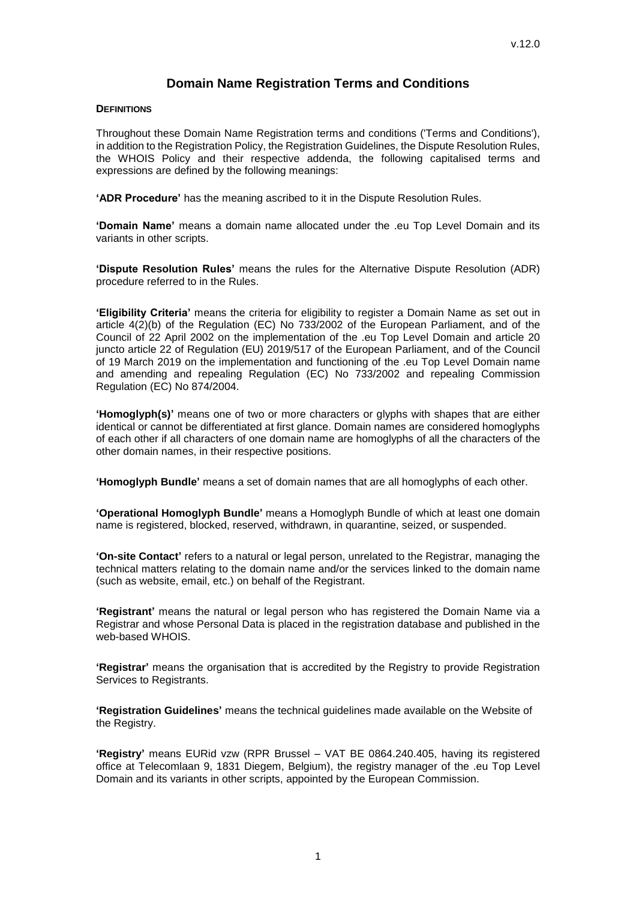v.12.0

# Domain Name Registration Terms and Conditions

## DEFINITIONS

Throughout these Domain Name Registration terms and conditions ('Terms and Conditions'), in addition to the Registration Policy, the Registration Guidelines, the Dispute Resolution Rules, the WHOIS Policy and their respective addenda, the following capitalised terms and expressions are defined by the following meanings:

**'ADR Procedure'** has the meaning ascribed to it in the Dispute Resolution Rules.

**'Domain Name'** means a domain name allocated under the .eu Top Level Domain and its variants in other scripts.

**'Dispute Resolution Rules'** means the rules for the Alternative Dispute Resolution (ADR) procedure referred to in the Rules.

**'Eligibility Criteria'** means the criteria for eligibility to register a Domain Name as set out in article 4(2)(b) of the Regulation (EC) No 733/2002 of the European Parliament, and of the Council of 22 April 2002 on the implementation of the .eu Top Level Domain and article 20 juncto article 22 of Regulation (EU) 2019/517 of the European Parliament, and of the Council of 19 March 2019 on the implementation and functioning of the .eu Top Level Domain name and amending and repealing Regulation (EC) No 733/2002 and repealing Commission Regulation (EC) No 874/2004.

**'Homoglyph(s)'** means one of two or more characters or glyphs with shapes that are either identical or cannot be differentiated at first glance. Domain names are considered homoglyphs of each other if all characters of one domain name are homoglyphs of all the characters of the other domain names, in their respective positions.

**'Homoglyph Bundle'** means a set of domain names that are all homoglyphs of each other.

**'Operational Homoglyph Bundle'** means a Homoglyph Bundle of which at least one domain name is registered, blocked, reserved, withdrawn, in quarantine, seized, or suspended.

**'On-site Contact'** refers to a natural or legal person, unrelated to the Registrar, managing the technical matters relating to the domain name and/or the services linked to the domain name (such as website, email, etc.) on behalf of the Registrant.

**'Registrant'** means the natural or legal person who has registered the Domain Name via a Registrar and whose Personal Data is placed in the registration database and published in the web-based WHOIS.

**'Registrar'** means the organisation that is accredited by the Registry to provide Registration Services to Registrants.

**'Registration Guidelines'** means the technical guidelines made available on the Website of the Registry.

**'Registry'** means EURid vzw (RPR Brussel – VAT BE 0864.240.405, having its registered office at Telecomlaan 9, 1831 Diegem, Belgium), the registry manager of the .eu Top Level Domain and its variants in other scripts, appointed by the European Commission.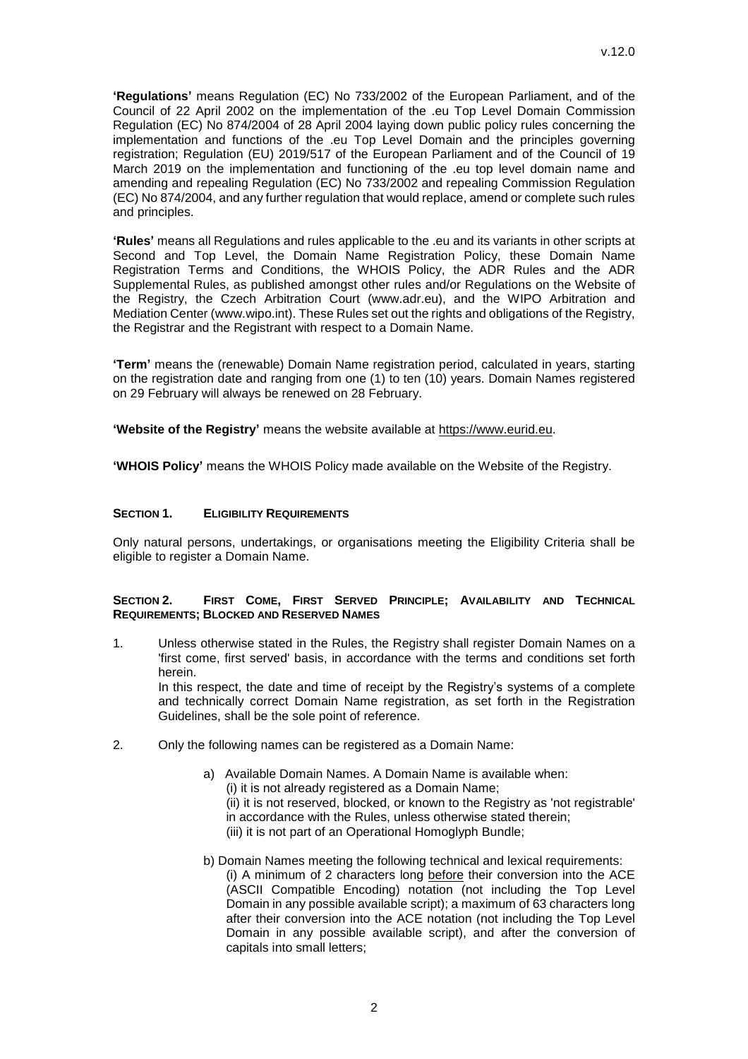**'Regulations'** means Regulation (EC) No 733/2002 of the European Parliament, and of the Council of 22 April 2002 on the implementation of the .eu Top Level Domain Commission Regulation (EC) No 874/2004 of 28 April 2004 laying down public policy rules concerning the implementation and functions of the .eu Top Level Domain and the principles governing registration; Regulation (EU) 2019/517 of the European Parliament and of the Council of 19 March 2019 on the implementation and functioning of the .eu top level domain name and amending and repealing Regulation (EC) No 733/2002 and repealing Commission Regulation (EC) No 874/2004, and any further regulation that would replace, amend or complete such rules and principles.

**'Rules'** means all Regulations and rules applicable to the .eu and its variants in other scripts at Second and Top Level, the Domain Name Registration Policy, these Domain Name Registration Terms and Conditions, the WHOIS Policy, the ADR Rules and the ADR Supplemental Rules, as published amongst other rules and/or Regulations on the Website of the Registry, the Czech Arbitration Court (www.adr.eu), and the WIPO Arbitration and Mediation Center (www.wipo.int). These Rules set out the rights and obligations of the Registry, the Registrar and the Registrant with respect to a Domain Name.

**'Term'** means the (renewable) Domain Name registration period, calculated in years, starting on the registration date and ranging from one (1) to ten (10) years. Domain Names registered on 29 February will always be renewed on 28 February.

**'Website of the Registry'** means the website available at https://www.eurid.eu.

**'WHOIS Policy'** means the WHOIS Policy made available on the Website of the Registry.

## SECTION 1. ELIGIBILITY REQUIREMENTS

Only natural persons, undertakings, or organisations meeting the Eligibility Criteria shall be eligible to register a Domain Name.

## SECTION 2. FIRST COME, FIRST SERVED PRINCIPLE; AVAILABILITY AND TECHNICAL REQUIREMENTS; BLOCKED AND RESERVED NAMES

1. Unless otherwise stated in the Rules, the Registry shall register Domain Names on a 'first come, first served' basis, in accordance with the terms and conditions set forth herein.
   In this respect, the date and time of receipt by the Registry's systems of a complete and technically correct Domain Name registration, as set forth in the Registration Guidelines, shall be the sole point of reference.

2. Only the following names can be registered as a Domain Name:

   a) Available Domain Names. A Domain Name is available when:
      (i) it is not already registered as a Domain Name;
      (ii) it is not reserved, blocked, or known to the Registry as 'not registrable' in accordance with the Rules, unless otherwise stated therein;
      (iii) it is not part of an Operational Homoglyph Bundle;

   b) Domain Names meeting the following technical and lexical requirements:
      (i) A minimum of 2 characters long before their conversion into the ACE (ASCII Compatible Encoding) notation (not including the Top Level Domain in any possible available script); a maximum of 63 characters long after their conversion into the ACE notation (not including the Top Level Domain in any possible available script), and after the conversion of capitals into small letters;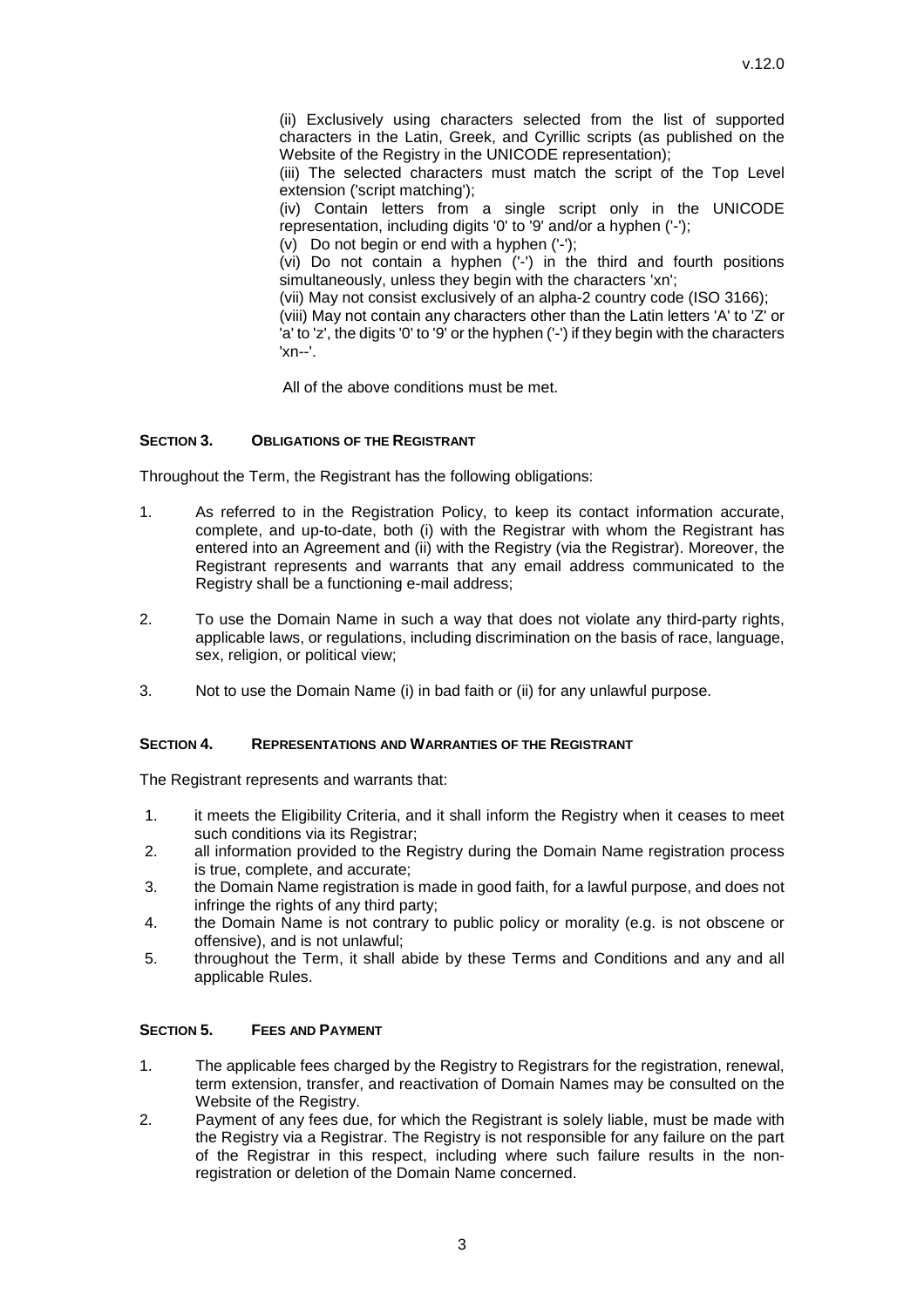(ii) Exclusively using characters selected from the list of supported characters in the Latin, Greek, and Cyrillic scripts (as published on the Website of the Registry in the UNICODE representation);
(iii) The selected characters must match the script of the Top Level extension ('script matching');
(iv) Contain letters from a single script only in the UNICODE representation, including digits '0' to '9' and/or a hyphen ('-');
(v) Do not begin or end with a hyphen ('-');
(vi) Do not contain a hyphen ('-') in the third and fourth positions simultaneously, unless they begin with the characters 'xn';
(vii) May not consist exclusively of an alpha-2 country code (ISO 3166);
(viii) May not contain any characters other than the Latin letters 'A' to 'Z' or 'a' to 'z', the digits '0' to '9' or the hyphen ('-') if they begin with the characters 'xn--'.

All of the above conditions must be met.

## SECTION 3. OBLIGATIONS OF THE REGISTRANT

Throughout the Term, the Registrant has the following obligations:

1. As referred to in the Registration Policy, to keep its contact information accurate, complete, and up-to-date, both (i) with the Registrar with whom the Registrant has entered into an Agreement and (ii) with the Registry (via the Registrar). Moreover, the Registrant represents and warrants that any email address communicated to the Registry shall be a functioning e-mail address;

2. To use the Domain Name in such a way that does not violate any third-party rights, applicable laws, or regulations, including discrimination on the basis of race, language, sex, religion, or political view;

3. Not to use the Domain Name (i) in bad faith or (ii) for any unlawful purpose.

## SECTION 4. REPRESENTATIONS AND WARRANTIES OF THE REGISTRANT

The Registrant represents and warrants that:

1. it meets the Eligibility Criteria, and it shall inform the Registry when it ceases to meet such conditions via its Registrar;
2. all information provided to the Registry during the Domain Name registration process is true, complete, and accurate;
3. the Domain Name registration is made in good faith, for a lawful purpose, and does not infringe the rights of any third party;
4. the Domain Name is not contrary to public policy or morality (e.g. is not obscene or offensive), and is not unlawful;
5. throughout the Term, it shall abide by these Terms and Conditions and any and all applicable Rules.

## SECTION 5. FEES AND PAYMENT

1. The applicable fees charged by the Registry to Registrars for the registration, renewal, term extension, transfer, and reactivation of Domain Names may be consulted on the Website of the Registry.
2. Payment of any fees due, for which the Registrant is solely liable, must be made with the Registry via a Registrar. The Registry is not responsible for any failure on the part of the Registrar in this respect, including where such failure results in the non-registration or deletion of the Domain Name concerned.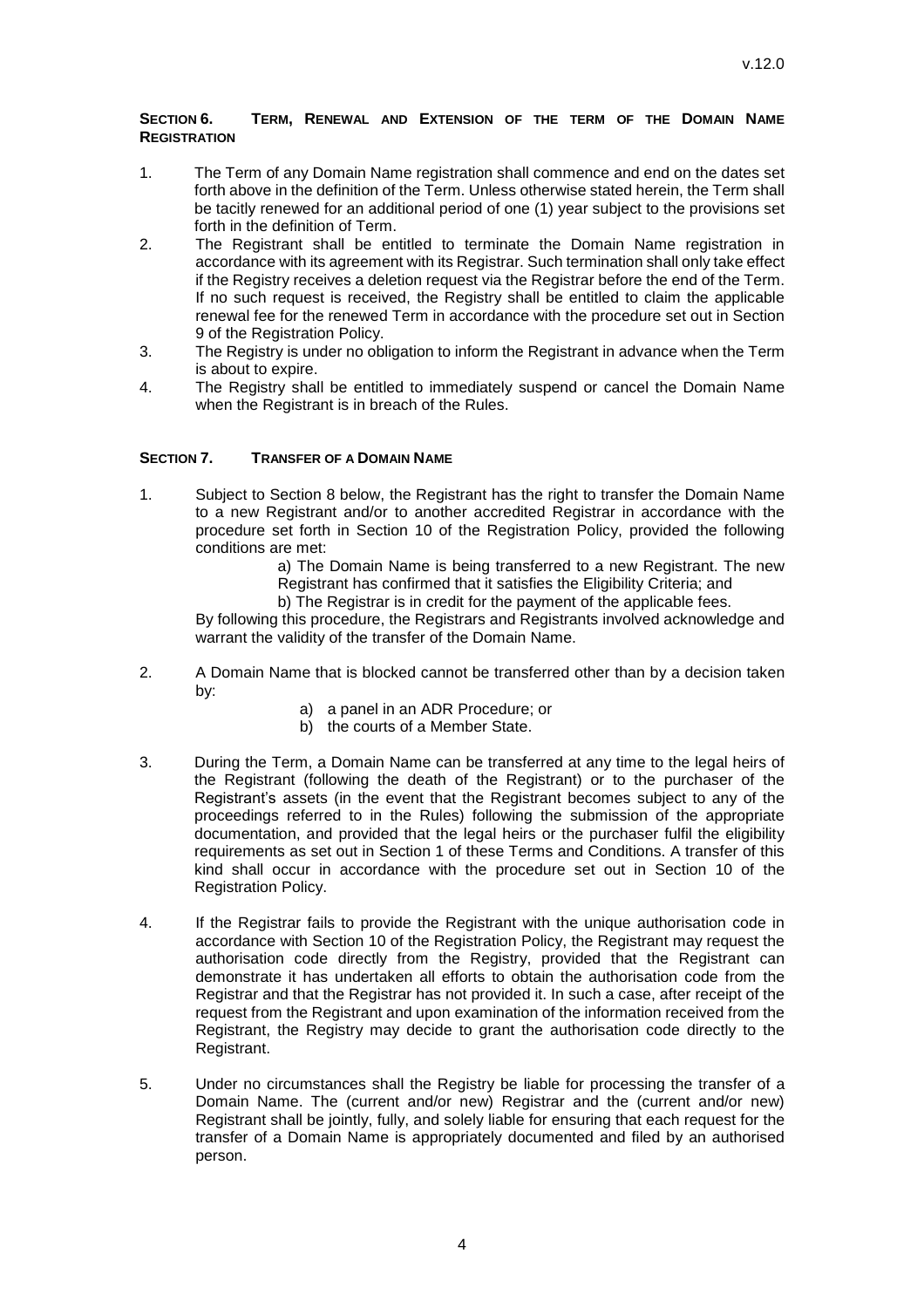## SECTION 6. TERM, RENEWAL AND EXTENSION OF THE TERM OF THE DOMAIN NAME REGISTRATION

1. The Term of any Domain Name registration shall commence and end on the dates set forth above in the definition of the Term. Unless otherwise stated herein, the Term shall be tacitly renewed for an additional period of one (1) year subject to the provisions set forth in the definition of Term.
2. The Registrant shall be entitled to terminate the Domain Name registration in accordance with its agreement with its Registrar. Such termination shall only take effect if the Registry receives a deletion request via the Registrar before the end of the Term. If no such request is received, the Registry shall be entitled to claim the applicable renewal fee for the renewed Term in accordance with the procedure set out in Section 9 of the Registration Policy.
3. The Registry is under no obligation to inform the Registrant in advance when the Term is about to expire.
4. The Registry shall be entitled to immediately suspend or cancel the Domain Name when the Registrant is in breach of the Rules.

## SECTION 7. TRANSFER OF A DOMAIN NAME

1. Subject to Section 8 below, the Registrant has the right to transfer the Domain Name to a new Registrant and/or to another accredited Registrar in accordance with the procedure set forth in Section 10 of the Registration Policy, provided the following conditions are met:

   a) The Domain Name is being transferred to a new Registrant. The new Registrant has confirmed that it satisfies the Eligibility Criteria; and

   b) The Registrar is in credit for the payment of the applicable fees.

   By following this procedure, the Registrars and Registrants involved acknowledge and warrant the validity of the transfer of the Domain Name.

2. A Domain Name that is blocked cannot be transferred other than by a decision taken by:

   a) a panel in an ADR Procedure; or
   b) the courts of a Member State.

3. During the Term, a Domain Name can be transferred at any time to the legal heirs of the Registrant (following the death of the Registrant) or to the purchaser of the Registrant's assets (in the event that the Registrant becomes subject to any of the proceedings referred to in the Rules) following the submission of the appropriate documentation, and provided that the legal heirs or the purchaser fulfil the eligibility requirements as set out in Section 1 of these Terms and Conditions. A transfer of this kind shall occur in accordance with the procedure set out in Section 10 of the Registration Policy.

4. If the Registrar fails to provide the Registrant with the unique authorisation code in accordance with Section 10 of the Registration Policy, the Registrant may request the authorisation code directly from the Registry, provided that the Registrant can demonstrate it has undertaken all efforts to obtain the authorisation code from the Registrar and that the Registrar has not provided it. In such a case, after receipt of the request from the Registrant and upon examination of the information received from the Registrant, the Registry may decide to grant the authorisation code directly to the Registrant.

5. Under no circumstances shall the Registry be liable for processing the transfer of a Domain Name. The (current and/or new) Registrar and the (current and/or new) Registrant shall be jointly, fully, and solely liable for ensuring that each request for the transfer of a Domain Name is appropriately documented and filed by an authorised person.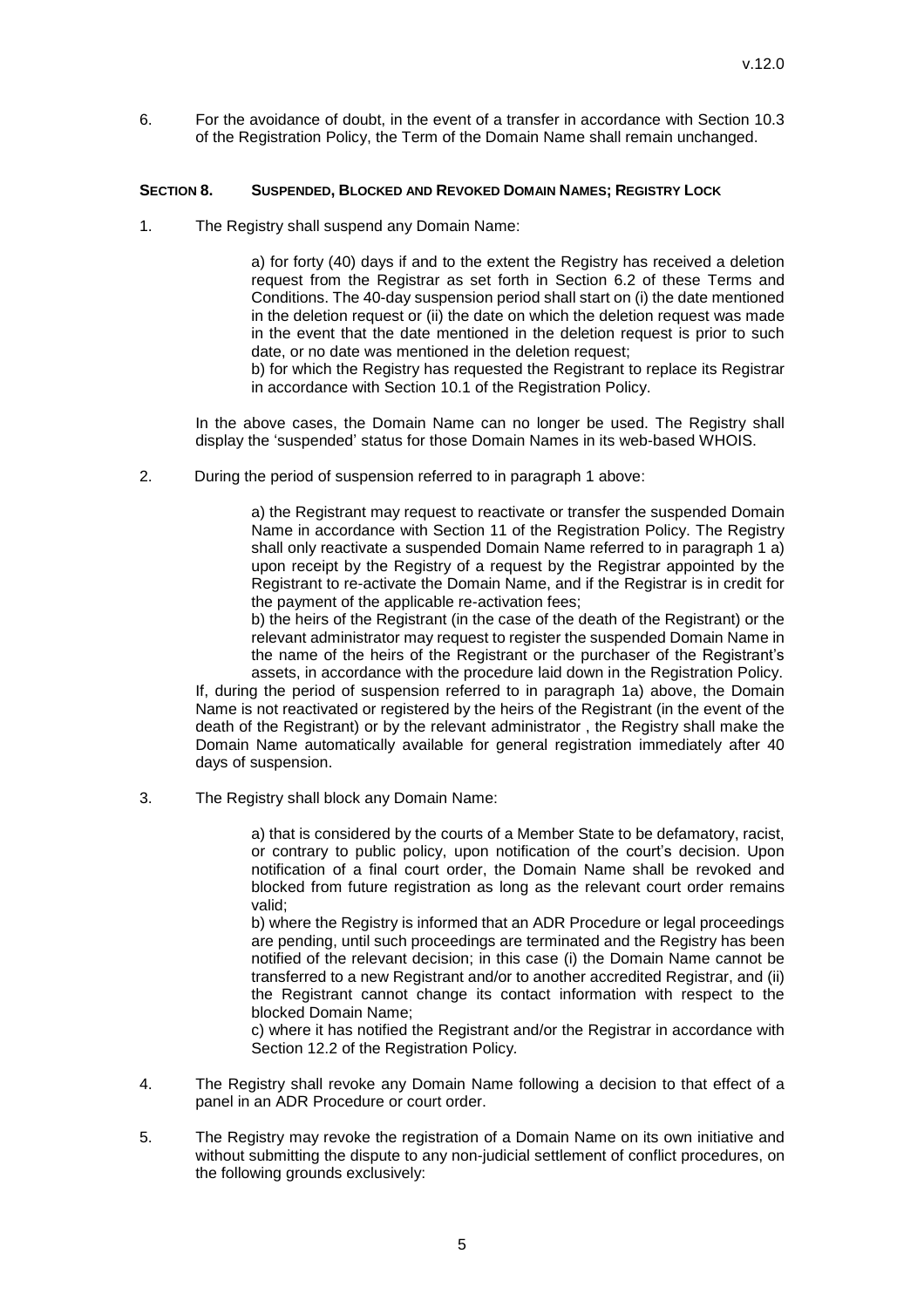6. For the avoidance of doubt, in the event of a transfer in accordance with Section 10.3 of the Registration Policy, the Term of the Domain Name shall remain unchanged.

### SECTION 8. SUSPENDED, BLOCKED AND REVOKED DOMAIN NAMES; REGISTRY LOCK

1. The Registry shall suspend any Domain Name:

   a) for forty (40) days if and to the extent the Registry has received a deletion request from the Registrar as set forth in Section 6.2 of these Terms and Conditions. The 40-day suspension period shall start on (i) the date mentioned in the deletion request or (ii) the date on which the deletion request was made in the event that the date mentioned in the deletion request is prior to such date, or no date was mentioned in the deletion request;
   b) for which the Registry has requested the Registrant to replace its Registrar in accordance with Section 10.1 of the Registration Policy.

   In the above cases, the Domain Name can no longer be used. The Registry shall display the 'suspended' status for those Domain Names in its web-based WHOIS.

2. During the period of suspension referred to in paragraph 1 above:

   a) the Registrant may request to reactivate or transfer the suspended Domain Name in accordance with Section 11 of the Registration Policy. The Registry shall only reactivate a suspended Domain Name referred to in paragraph 1 a) upon receipt by the Registry of a request by the Registrar appointed by the Registrant to re-activate the Domain Name, and if the Registrar is in credit for the payment of the applicable re-activation fees;
   b) the heirs of the Registrant (in the case of the death of the Registrant) or the relevant administrator may request to register the suspended Domain Name in the name of the heirs of the Registrant or the purchaser of the Registrant's assets, in accordance with the procedure laid down in the Registration Policy.

   If, during the period of suspension referred to in paragraph 1a) above, the Domain Name is not reactivated or registered by the heirs of the Registrant (in the event of the death of the Registrant) or by the relevant administrator , the Registry shall make the Domain Name automatically available for general registration immediately after 40 days of suspension.

3. The Registry shall block any Domain Name:

   a) that is considered by the courts of a Member State to be defamatory, racist, or contrary to public policy, upon notification of the court's decision. Upon notification of a final court order, the Domain Name shall be revoked and blocked from future registration as long as the relevant court order remains valid;
   b) where the Registry is informed that an ADR Procedure or legal proceedings are pending, until such proceedings are terminated and the Registry has been notified of the relevant decision; in this case (i) the Domain Name cannot be transferred to a new Registrant and/or to another accredited Registrar, and (ii) the Registrant cannot change its contact information with respect to the blocked Domain Name;
   c) where it has notified the Registrant and/or the Registrar in accordance with Section 12.2 of the Registration Policy.

4. The Registry shall revoke any Domain Name following a decision to that effect of a panel in an ADR Procedure or court order.

5. The Registry may revoke the registration of a Domain Name on its own initiative and without submitting the dispute to any non-judicial settlement of conflict procedures, on the following grounds exclusively: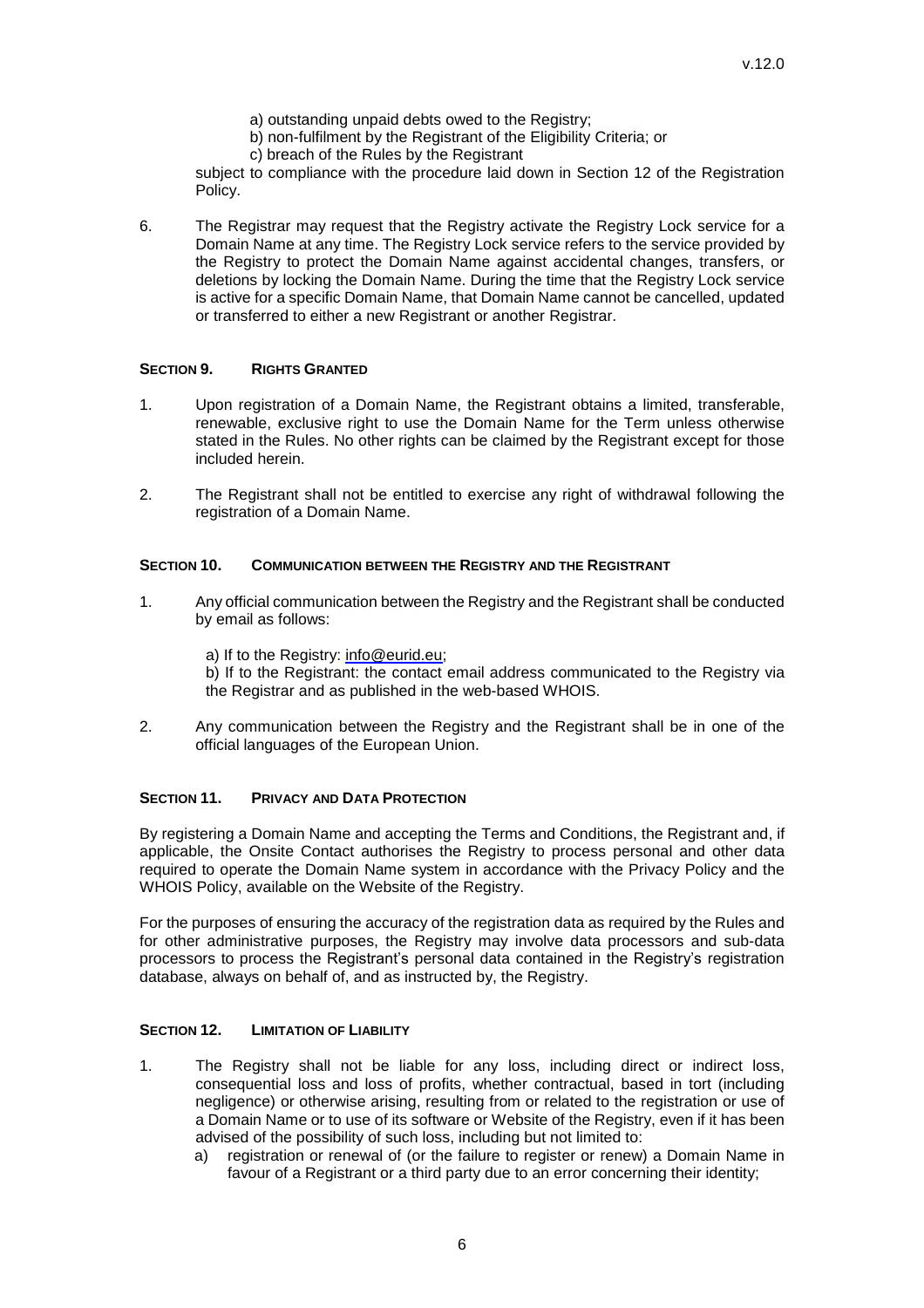a) outstanding unpaid debts owed to the Registry;
b) non-fulfilment by the Registrant of the Eligibility Criteria; or
c) breach of the Rules by the Registrant

subject to compliance with the procedure laid down in Section 12 of the Registration Policy.

6. The Registrar may request that the Registry activate the Registry Lock service for a Domain Name at any time. The Registry Lock service refers to the service provided by the Registry to protect the Domain Name against accidental changes, transfers, or deletions by locking the Domain Name. During the time that the Registry Lock service is active for a specific Domain Name, that Domain Name cannot be cancelled, updated or transferred to either a new Registrant or another Registrar.

## SECTION 9. RIGHTS GRANTED

1. Upon registration of a Domain Name, the Registrant obtains a limited, transferable, renewable, exclusive right to use the Domain Name for the Term unless otherwise stated in the Rules. No other rights can be claimed by the Registrant except for those included herein.

2. The Registrant shall not be entitled to exercise any right of withdrawal following the registration of a Domain Name.

## SECTION 10. COMMUNICATION BETWEEN THE REGISTRY AND THE REGISTRANT

1. Any official communication between the Registry and the Registrant shall be conducted by email as follows:

   a) If to the Registry: info@eurid.eu;
   b) If to the Registrant: the contact email address communicated to the Registry via the Registrar and as published in the web-based WHOIS.

2. Any communication between the Registry and the Registrant shall be in one of the official languages of the European Union.

## SECTION 11. PRIVACY AND DATA PROTECTION

By registering a Domain Name and accepting the Terms and Conditions, the Registrant and, if applicable, the Onsite Contact authorises the Registry to process personal and other data required to operate the Domain Name system in accordance with the Privacy Policy and the WHOIS Policy, available on the Website of the Registry.

For the purposes of ensuring the accuracy of the registration data as required by the Rules and for other administrative purposes, the Registry may involve data processors and sub-data processors to process the Registrant's personal data contained in the Registry's registration database, always on behalf of, and as instructed by, the Registry.

## SECTION 12. LIMITATION OF LIABILITY

1. The Registry shall not be liable for any loss, including direct or indirect loss, consequential loss and loss of profits, whether contractual, based in tort (including negligence) or otherwise arising, resulting from or related to the registration or use of a Domain Name or to use of its software or Website of the Registry, even if it has been advised of the possibility of such loss, including but not limited to:
   a) registration or renewal of (or the failure to register or renew) a Domain Name in favour of a Registrant or a third party due to an error concerning their identity;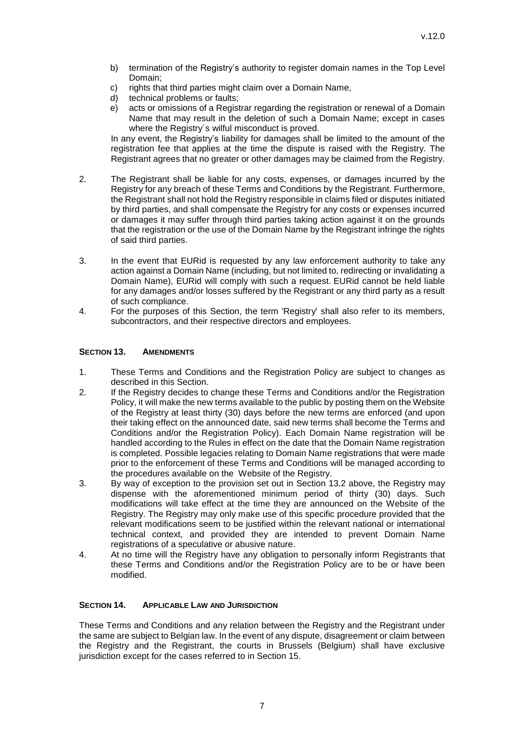b) termination of the Registry's authority to register domain names in the Top Level Domain;
c) rights that third parties might claim over a Domain Name,
d) technical problems or faults;
e) acts or omissions of a Registrar regarding the registration or renewal of a Domain Name that may result in the deletion of such a Domain Name; except in cases where the Registry´s wilful misconduct is proved.

In any event, the Registry's liability for damages shall be limited to the amount of the registration fee that applies at the time the dispute is raised with the Registry. The Registrant agrees that no greater or other damages may be claimed from the Registry.

2. The Registrant shall be liable for any costs, expenses, or damages incurred by the Registry for any breach of these Terms and Conditions by the Registrant. Furthermore, the Registrant shall not hold the Registry responsible in claims filed or disputes initiated by third parties, and shall compensate the Registry for any costs or expenses incurred or damages it may suffer through third parties taking action against it on the grounds that the registration or the use of the Domain Name by the Registrant infringe the rights of said third parties.

3. In the event that EURid is requested by any law enforcement authority to take any action against a Domain Name (including, but not limited to, redirecting or invalidating a Domain Name), EURid will comply with such a request. EURid cannot be held liable for any damages and/or losses suffered by the Registrant or any third party as a result of such compliance.
4. For the purposes of this Section, the term 'Registry' shall also refer to its members, subcontractors, and their respective directors and employees.

### SECTION 13. AMENDMENTS

1. These Terms and Conditions and the Registration Policy are subject to changes as described in this Section.
2. If the Registry decides to change these Terms and Conditions and/or the Registration Policy, it will make the new terms available to the public by posting them on the Website of the Registry at least thirty (30) days before the new terms are enforced (and upon their taking effect on the announced date, said new terms shall become the Terms and Conditions and/or the Registration Policy). Each Domain Name registration will be handled according to the Rules in effect on the date that the Domain Name registration is completed. Possible legacies relating to Domain Name registrations that were made prior to the enforcement of these Terms and Conditions will be managed according to the procedures available on the Website of the Registry.
3. By way of exception to the provision set out in Section 13.2 above, the Registry may dispense with the aforementioned minimum period of thirty (30) days. Such modifications will take effect at the time they are announced on the Website of the Registry. The Registry may only make use of this specific procedure provided that the relevant modifications seem to be justified within the relevant national or international technical context, and provided they are intended to prevent Domain Name registrations of a speculative or abusive nature.
4. At no time will the Registry have any obligation to personally inform Registrants that these Terms and Conditions and/or the Registration Policy are to be or have been modified.

### SECTION 14. APPLICABLE LAW AND JURISDICTION

These Terms and Conditions and any relation between the Registry and the Registrant under the same are subject to Belgian law. In the event of any dispute, disagreement or claim between the Registry and the Registrant, the courts in Brussels (Belgium) shall have exclusive jurisdiction except for the cases referred to in Section 15.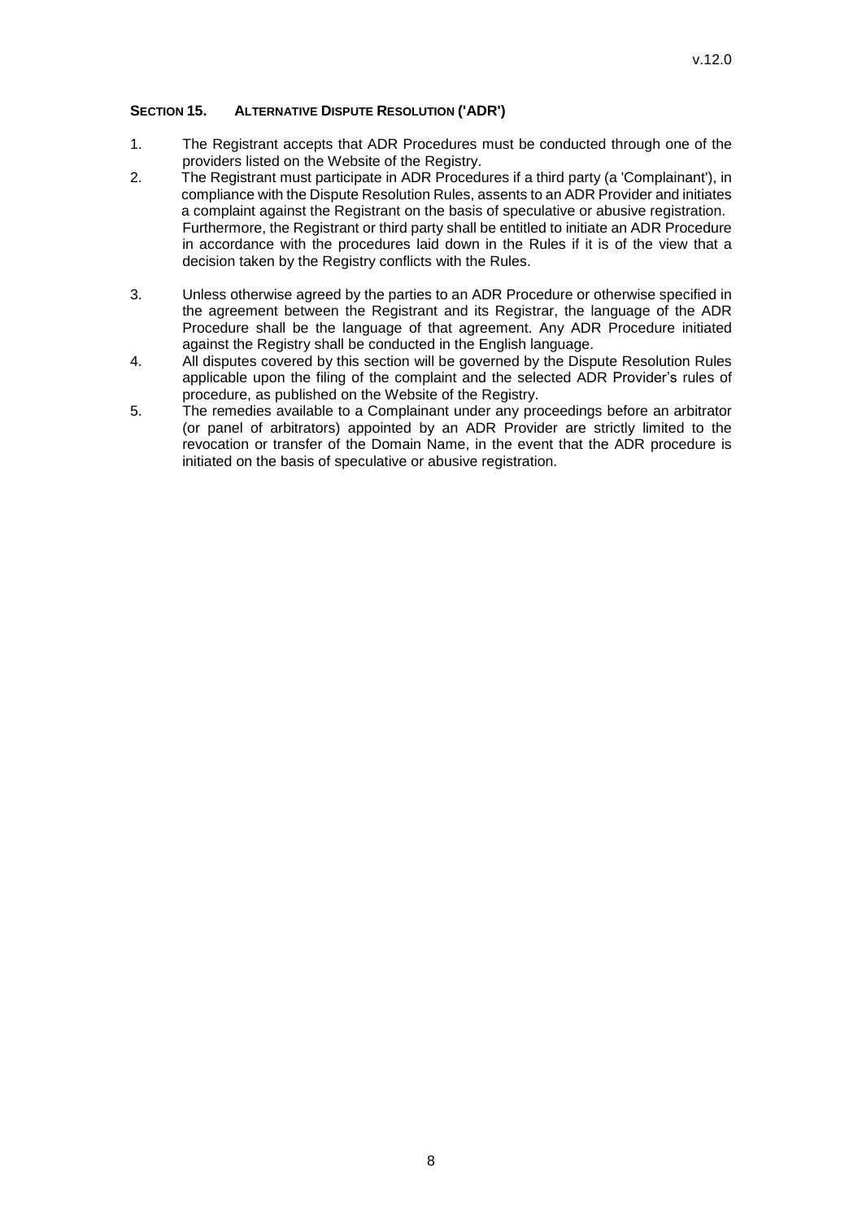### **Section 15. Alternative Dispute Resolution ('ADR')**

1. The Registrant accepts that ADR Procedures must be conducted through one of the providers listed on the Website of the Registry.
2. The Registrant must participate in ADR Procedures if a third party (a 'Complainant'), in compliance with the Dispute Resolution Rules, assents to an ADR Provider and initiates a complaint against the Registrant on the basis of speculative or abusive registration. Furthermore, the Registrant or third party shall be entitled to initiate an ADR Procedure in accordance with the procedures laid down in the Rules if it is of the view that a decision taken by the Registry conflicts with the Rules.
3. Unless otherwise agreed by the parties to an ADR Procedure or otherwise specified in the agreement between the Registrant and its Registrar, the language of the ADR Procedure shall be the language of that agreement. Any ADR Procedure initiated against the Registry shall be conducted in the English language.
4. All disputes covered by this section will be governed by the Dispute Resolution Rules applicable upon the filing of the complaint and the selected ADR Provider's rules of procedure, as published on the Website of the Registry.
5. The remedies available to a Complainant under any proceedings before an arbitrator (or panel of arbitrators) appointed by an ADR Provider are strictly limited to the revocation or transfer of the Domain Name, in the event that the ADR procedure is initiated on the basis of speculative or abusive registration.